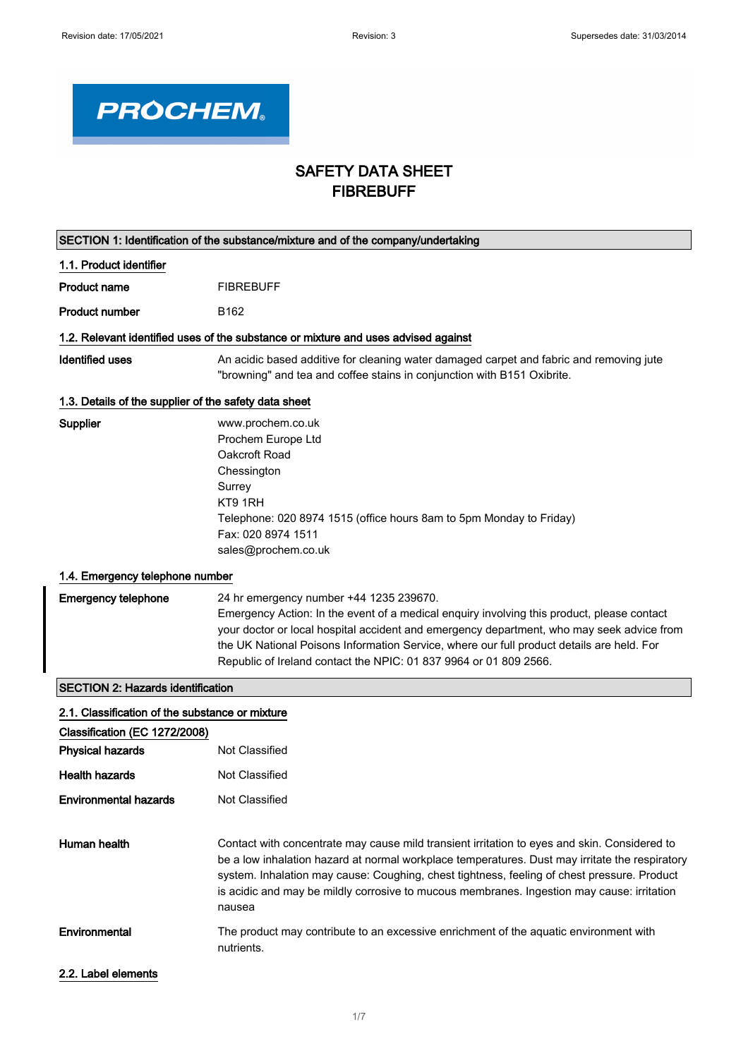Revision date: 17/05/2021 Revision: 3 Supersedes date: 31/03/2014

PROCHEM

# SAFETY DATA SHEET
# FIBREBUFF

## SECTION 1: Identification of the substance/mixture and of the company/undertaking

### 1.1. Product identifier

**Product name** FIBREBUFF

**Product number** B162

### 1.2. Relevant identified uses of the substance or mixture and uses advised against

**Identified uses** An acidic based additive for cleaning water damaged carpet and fabric and removing jute "browning" and tea and coffee stains in conjunction with B151 Oxibrite.

### 1.3. Details of the supplier of the safety data sheet

**Supplier**
www.prochem.co.uk
Prochem Europe Ltd
Oakcroft Road
Chessington
Surrey
KT9 1RH
Telephone: 020 8974 1515 (office hours 8am to 5pm Monday to Friday)
Fax: 020 8974 1511
sales@prochem.co.uk

### 1.4. Emergency telephone number

**Emergency telephone** 24 hr emergency number +44 1235 239670.
Emergency Action: In the event of a medical enquiry involving this product, please contact your doctor or local hospital accident and emergency department, who may seek advice from the UK National Poisons Information Service, where our full product details are held. For Republic of Ireland contact the NPIC: 01 837 9964 or 01 809 2566.

## SECTION 2: Hazards identification

### 2.1. Classification of the substance or mixture

**Classification (EC 1272/2008)**

**Physical hazards** Not Classified

**Health hazards** Not Classified

**Environmental hazards** Not Classified

**Human health** Contact with concentrate may cause mild transient irritation to eyes and skin. Considered to be a low inhalation hazard at normal workplace temperatures. Dust may irritate the respiratory system. Inhalation may cause: Coughing, chest tightness, feeling of chest pressure. Product is acidic and may be mildly corrosive to mucous membranes. Ingestion may cause: irritation nausea

**Environmental** The product may contribute to an excessive enrichment of the aquatic environment with nutrients.

### 2.2. Label elements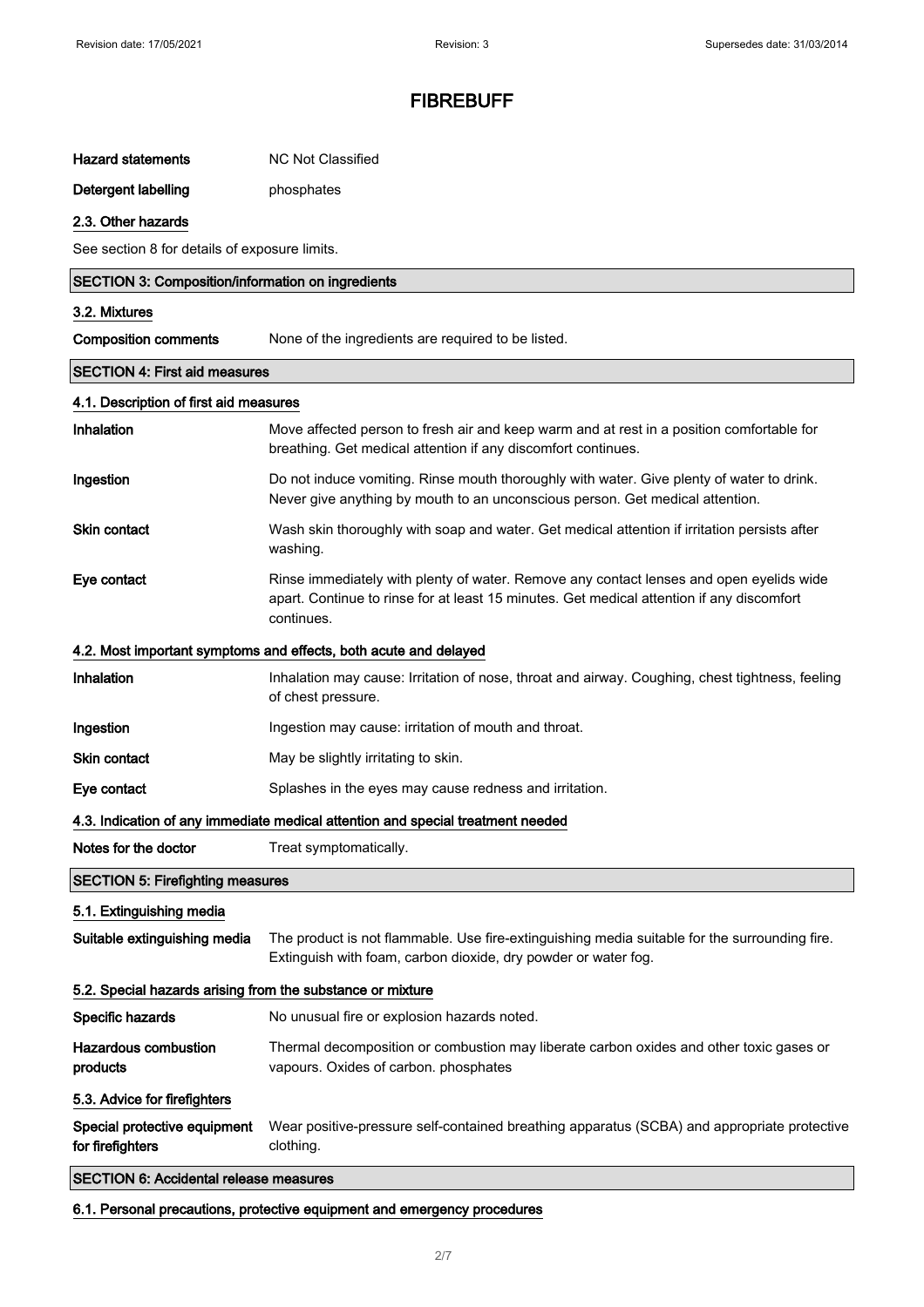# FIBREBUFF

| | |
|---|---|
| **Hazard statements** | NC Not Classified |
| **Detergent labelling** | phosphates |

### 2.3. Other hazards

See section 8 for details of exposure limits.

## SECTION 3: Composition/information on ingredients

### 3.2. Mixtures

| | |
|---|---|
| **Composition comments** | None of the ingredients are required to be listed. |

## SECTION 4: First aid measures

### 4.1. Description of first aid measures

| | |
|---|---|
| **Inhalation** | Move affected person to fresh air and keep warm and at rest in a position comfortable for breathing. Get medical attention if any discomfort continues. |
| **Ingestion** | Do not induce vomiting. Rinse mouth thoroughly with water. Give plenty of water to drink. Never give anything by mouth to an unconscious person. Get medical attention. |
| **Skin contact** | Wash skin thoroughly with soap and water. Get medical attention if irritation persists after washing. |
| **Eye contact** | Rinse immediately with plenty of water. Remove any contact lenses and open eyelids wide apart. Continue to rinse for at least 15 minutes. Get medical attention if any discomfort continues. |

### 4.2. Most important symptoms and effects, both acute and delayed

| | |
|---|---|
| **Inhalation** | Inhalation may cause: Irritation of nose, throat and airway. Coughing, chest tightness, feeling of chest pressure. |
| **Ingestion** | Ingestion may cause: irritation of mouth and throat. |
| **Skin contact** | May be slightly irritating to skin. |
| **Eye contact** | Splashes in the eyes may cause redness and irritation. |

### 4.3. Indication of any immediate medical attention and special treatment needed

| | |
|---|---|
| **Notes for the doctor** | Treat symptomatically. |

## SECTION 5: Firefighting measures

### 5.1. Extinguishing media

| | |
|---|---|
| **Suitable extinguishing media** | The product is not flammable. Use fire-extinguishing media suitable for the surrounding fire. Extinguish with foam, carbon dioxide, dry powder or water fog. |

### 5.2. Special hazards arising from the substance or mixture

| | |
|---|---|
| **Specific hazards** | No unusual fire or explosion hazards noted. |
| **Hazardous combustion products** | Thermal decomposition or combustion may liberate carbon oxides and other toxic gases or vapours. Oxides of carbon. phosphates |

### 5.3. Advice for firefighters

| | |
|---|---|
| **Special protective equipment for firefighters** | Wear positive-pressure self-contained breathing apparatus (SCBA) and appropriate protective clothing. |

## SECTION 6: Accidental release measures

### 6.1. Personal precautions, protective equipment and emergency procedures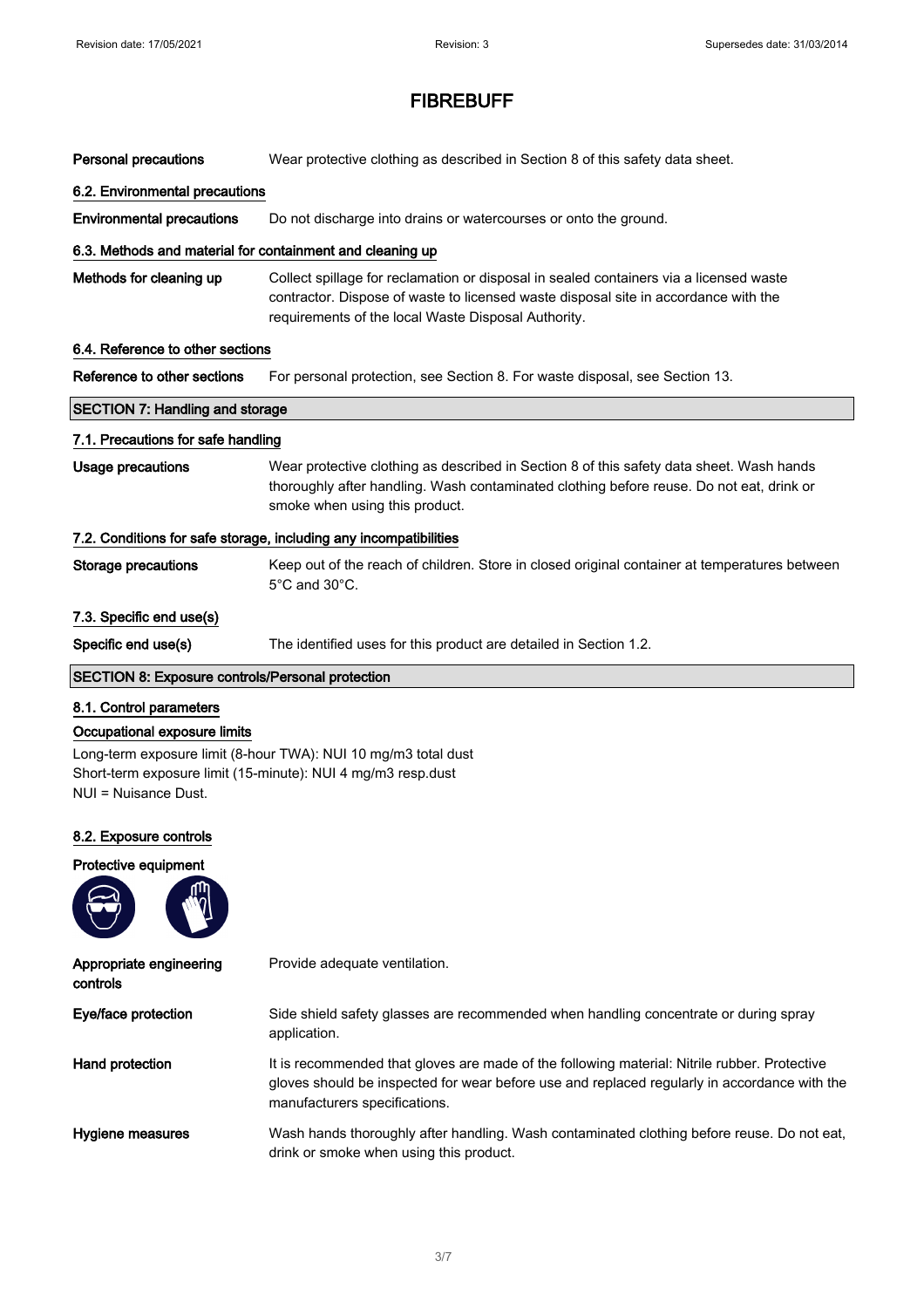| | |
|---|---|
| **Personal precautions** | Wear protective clothing as described in Section 8 of this safety data sheet. |

### 6.2. Environmental precautions

| | |
|---|---|
| **Environmental precautions** | Do not discharge into drains or watercourses or onto the ground. |

### 6.3. Methods and material for containment and cleaning up

| | |
|---|---|
| **Methods for cleaning up** | Collect spillage for reclamation or disposal in sealed containers via a licensed waste contractor. Dispose of waste to licensed waste disposal site in accordance with the requirements of the local Waste Disposal Authority. |

### 6.4. Reference to other sections

| | |
|---|---|
| **Reference to other sections** | For personal protection, see Section 8. For waste disposal, see Section 13. |

## SECTION 7: Handling and storage

### 7.1. Precautions for safe handling

| | |
|---|---|
| **Usage precautions** | Wear protective clothing as described in Section 8 of this safety data sheet. Wash hands thoroughly after handling. Wash contaminated clothing before reuse. Do not eat, drink or smoke when using this product. |

### 7.2. Conditions for safe storage, including any incompatibilities

| | |
|---|---|
| **Storage precautions** | Keep out of the reach of children. Store in closed original container at temperatures between 5°C and 30°C. |

### 7.3. Specific end use(s)

| | |
|---|---|
| **Specific end use(s)** | The identified uses for this product are detailed in Section 1.2. |

## SECTION 8: Exposure controls/Personal protection

### 8.1. Control parameters

#### Occupational exposure limits

Long-term exposure limit (8-hour TWA): NUI 10 mg/m3 total dust
Short-term exposure limit (15-minute): NUI 4 mg/m3 resp.dust
NUI = Nuisance Dust.

### 8.2. Exposure controls

#### Protective equipment

| | |
|---|---|
| **Appropriate engineering controls** | Provide adequate ventilation. |
| **Eye/face protection** | Side shield safety glasses are recommended when handling concentrate or during spray application. |
| **Hand protection** | It is recommended that gloves are made of the following material: Nitrile rubber. Protective gloves should be inspected for wear before use and replaced regularly in accordance with the manufacturers specifications. |
| **Hygiene measures** | Wash hands thoroughly after handling. Wash contaminated clothing before reuse. Do not eat, drink or smoke when using this product. |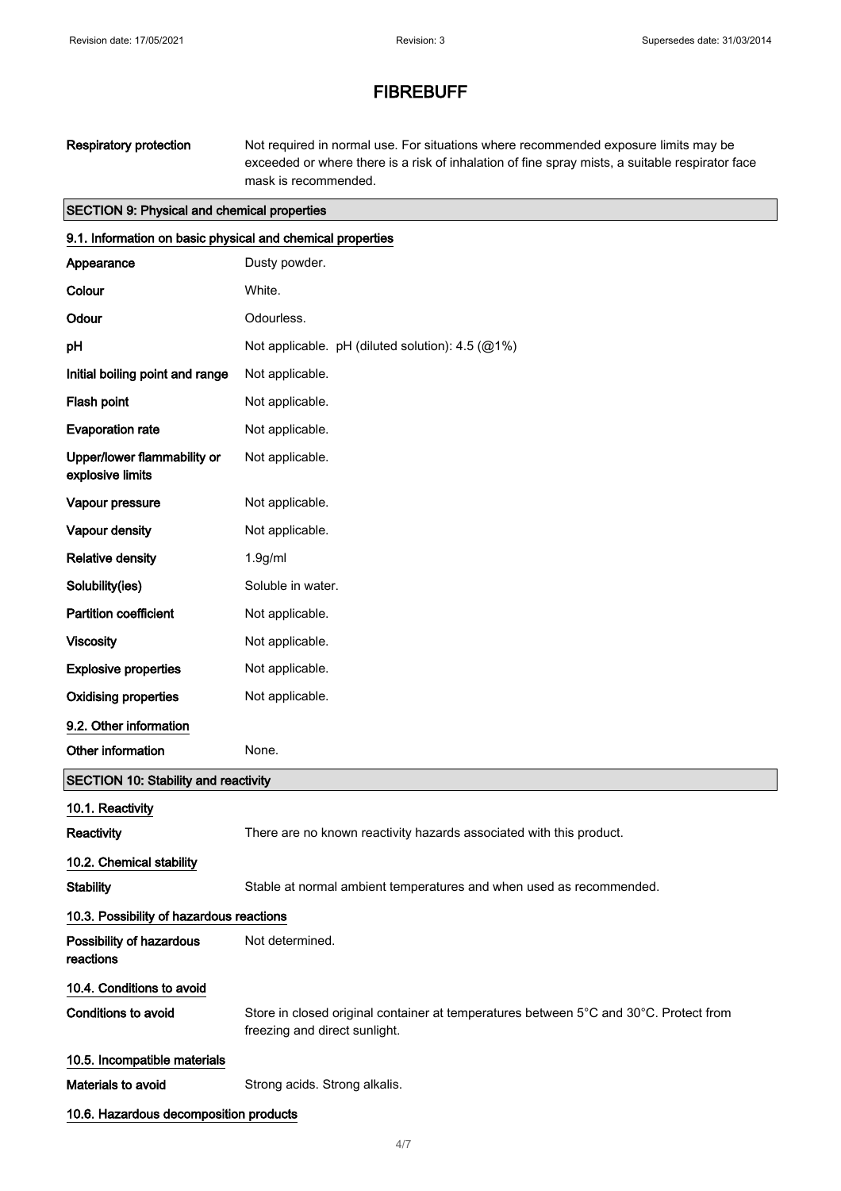| | |
|---|---|
| **Respiratory protection** | Not required in normal use. For situations where recommended exposure limits may be exceeded or where there is a risk of inhalation of fine spray mists, a suitable respirator face mask is recommended. |

## SECTION 9: Physical and chemical properties

### 9.1. Information on basic physical and chemical properties

| | |
|---|---|
| **Appearance** | Dusty powder. |
| **Colour** | White. |
| **Odour** | Odourless. |
| **pH** | Not applicable. pH (diluted solution): 4.5 (@1%) |
| **Initial boiling point and range** | Not applicable. |
| **Flash point** | Not applicable. |
| **Evaporation rate** | Not applicable. |
| **Upper/lower flammability or explosive limits** | Not applicable. |
| **Vapour pressure** | Not applicable. |
| **Vapour density** | Not applicable. |
| **Relative density** | 1.9g/ml |
| **Solubility(ies)** | Soluble in water. |
| **Partition coefficient** | Not applicable. |
| **Viscosity** | Not applicable. |
| **Explosive properties** | Not applicable. |
| **Oxidising properties** | Not applicable. |

### 9.2. Other information

| | |
|---|---|
| **Other information** | None. |

## SECTION 10: Stability and reactivity

### 10.1. Reactivity

| | |
|---|---|
| **Reactivity** | There are no known reactivity hazards associated with this product. |

### 10.2. Chemical stability

| | |
|---|---|
| **Stability** | Stable at normal ambient temperatures and when used as recommended. |

### 10.3. Possibility of hazardous reactions

| | |
|---|---|
| **Possibility of hazardous reactions** | Not determined. |

### 10.4. Conditions to avoid

| | |
|---|---|
| **Conditions to avoid** | Store in closed original container at temperatures between 5°C and 30°C. Protect from freezing and direct sunlight. |

### 10.5. Incompatible materials

| | |
|---|---|
| **Materials to avoid** | Strong acids. Strong alkalis. |

### 10.6. Hazardous decomposition products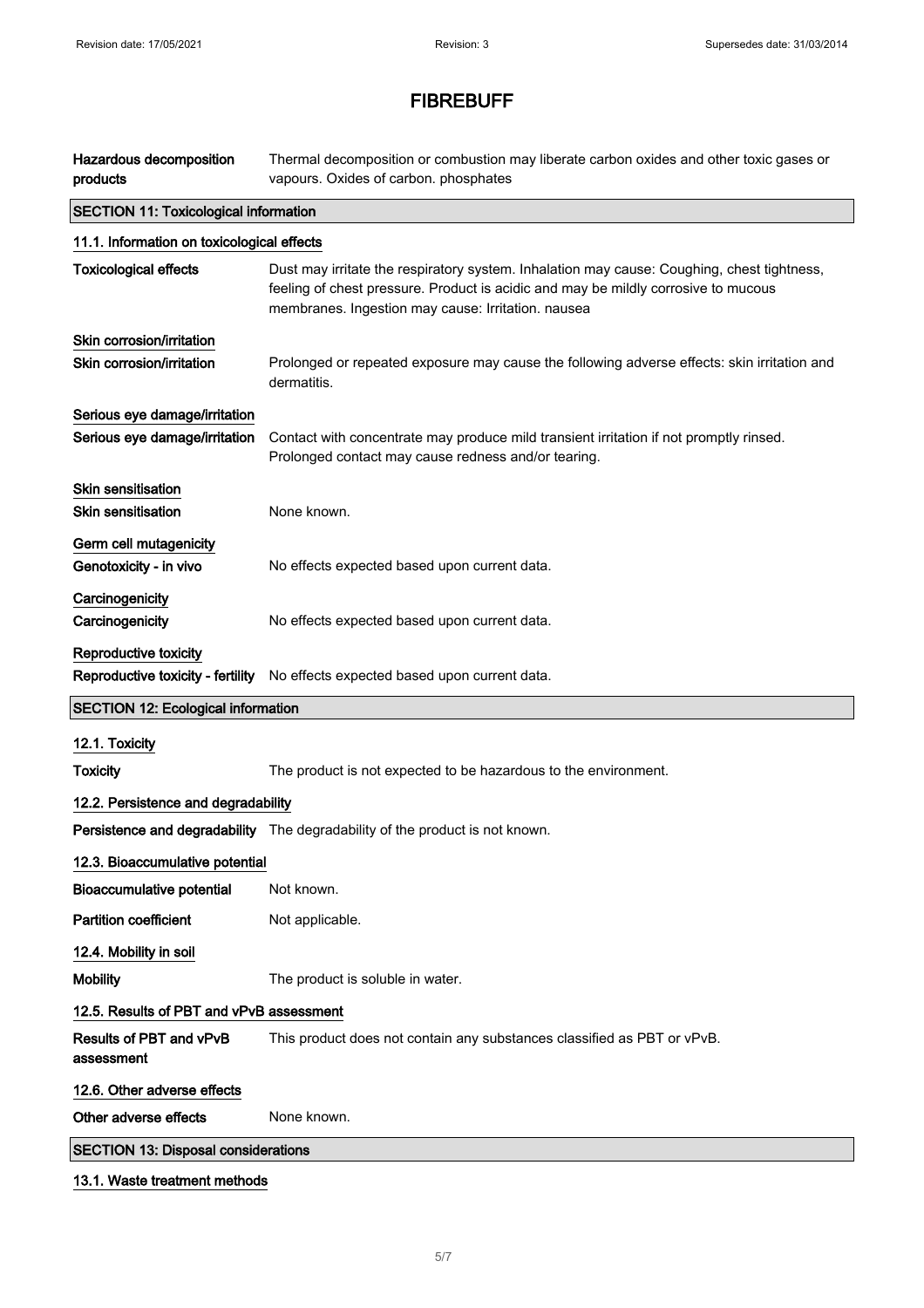| | |
|---|---|
| **Hazardous decomposition products** | Thermal decomposition or combustion may liberate carbon oxides and other toxic gases or vapours. Oxides of carbon. phosphates |

## SECTION 11: Toxicological information

### 11.1. Information on toxicological effects

| | |
|---|---|
| **Toxicological effects** | Dust may irritate the respiratory system. Inhalation may cause: Coughing, chest tightness, feeling of chest pressure. Product is acidic and may be mildly corrosive to mucous membranes. Ingestion may cause: Irritation. nausea |

**Skin corrosion/irritation**

| | |
|---|---|
| **Skin corrosion/irritation** | Prolonged or repeated exposure may cause the following adverse effects: skin irritation and dermatitis. |

**Serious eye damage/irritation**

| | |
|---|---|
| **Serious eye damage/irritation** | Contact with concentrate may produce mild transient irritation if not promptly rinsed. Prolonged contact may cause redness and/or tearing. |

**Skin sensitisation**

| | |
|---|---|
| **Skin sensitisation** | None known. |

**Germ cell mutagenicity**

| | |
|---|---|
| **Genotoxicity - in vivo** | No effects expected based upon current data. |

**Carcinogenicity**

| | |
|---|---|
| **Carcinogenicity** | No effects expected based upon current data. |

**Reproductive toxicity**

| | |
|---|---|
| **Reproductive toxicity - fertility** | No effects expected based upon current data. |

## SECTION 12: Ecological information

### 12.1. Toxicity

| | |
|---|---|
| **Toxicity** | The product is not expected to be hazardous to the environment. |

### 12.2. Persistence and degradability

| | |
|---|---|
| **Persistence and degradability** | The degradability of the product is not known. |

### 12.3. Bioaccumulative potential

| | |
|---|---|
| **Bioaccumulative potential** | Not known. |
| **Partition coefficient** | Not applicable. |

### 12.4. Mobility in soil

| | |
|---|---|
| **Mobility** | The product is soluble in water. |

### 12.5. Results of PBT and vPvB assessment

| | |
|---|---|
| **Results of PBT and vPvB assessment** | This product does not contain any substances classified as PBT or vPvB. |

### 12.6. Other adverse effects

| | |
|---|---|
| **Other adverse effects** | None known. |

## SECTION 13: Disposal considerations

### 13.1. Waste treatment methods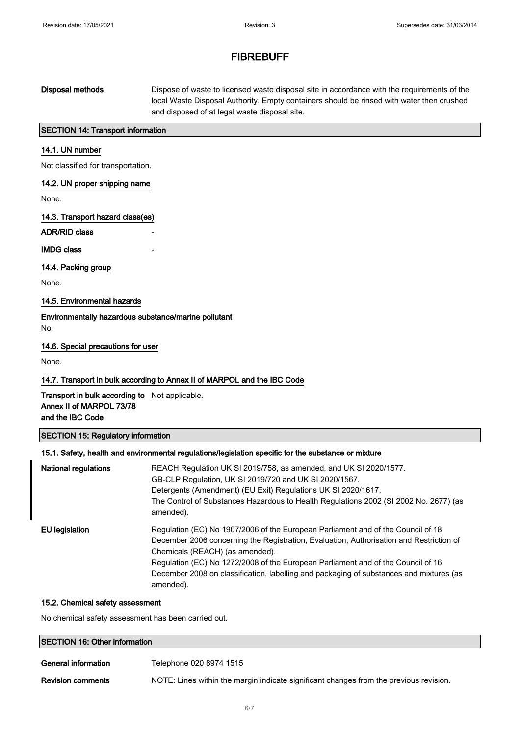**Disposal methods** Dispose of waste to licensed waste disposal site in accordance with the requirements of the local Waste Disposal Authority. Empty containers should be rinsed with water then crushed and disposed of at legal waste disposal site.

## SECTION 14: Transport information

### 14.1. UN number

Not classified for transportation.

### 14.2. UN proper shipping name

None.

### 14.3. Transport hazard class(es)

**ADR/RID class** -

**IMDG class** -

### 14.4. Packing group

None.

### 14.5. Environmental hazards

**Environmentally hazardous substance/marine pollutant**

No.

### 14.6. Special precautions for user

None.

### 14.7. Transport in bulk according to Annex II of MARPOL and the IBC Code

**Transport in bulk according to Annex II of MARPOL 73/78 and the IBC Code** Not applicable.

## SECTION 15: Regulatory information

### 15.1. Safety, health and environmental regulations/legislation specific for the substance or mixture

**National regulations** REACH Regulation UK SI 2019/758, as amended, and UK SI 2020/1577.
GB-CLP Regulation, UK SI 2019/720 and UK SI 2020/1567.
Detergents (Amendment) (EU Exit) Regulations UK SI 2020/1617.
The Control of Substances Hazardous to Health Regulations 2002 (SI 2002 No. 2677) (as amended).

**EU legislation** Regulation (EC) No 1907/2006 of the European Parliament and of the Council of 18 December 2006 concerning the Registration, Evaluation, Authorisation and Restriction of Chemicals (REACH) (as amended).
Regulation (EC) No 1272/2008 of the European Parliament and of the Council of 16 December 2008 on classification, labelling and packaging of substances and mixtures (as amended).

### 15.2. Chemical safety assessment

No chemical safety assessment has been carried out.

## SECTION 16: Other information

**General information** Telephone 020 8974 1515

**Revision comments** NOTE: Lines within the margin indicate significant changes from the previous revision.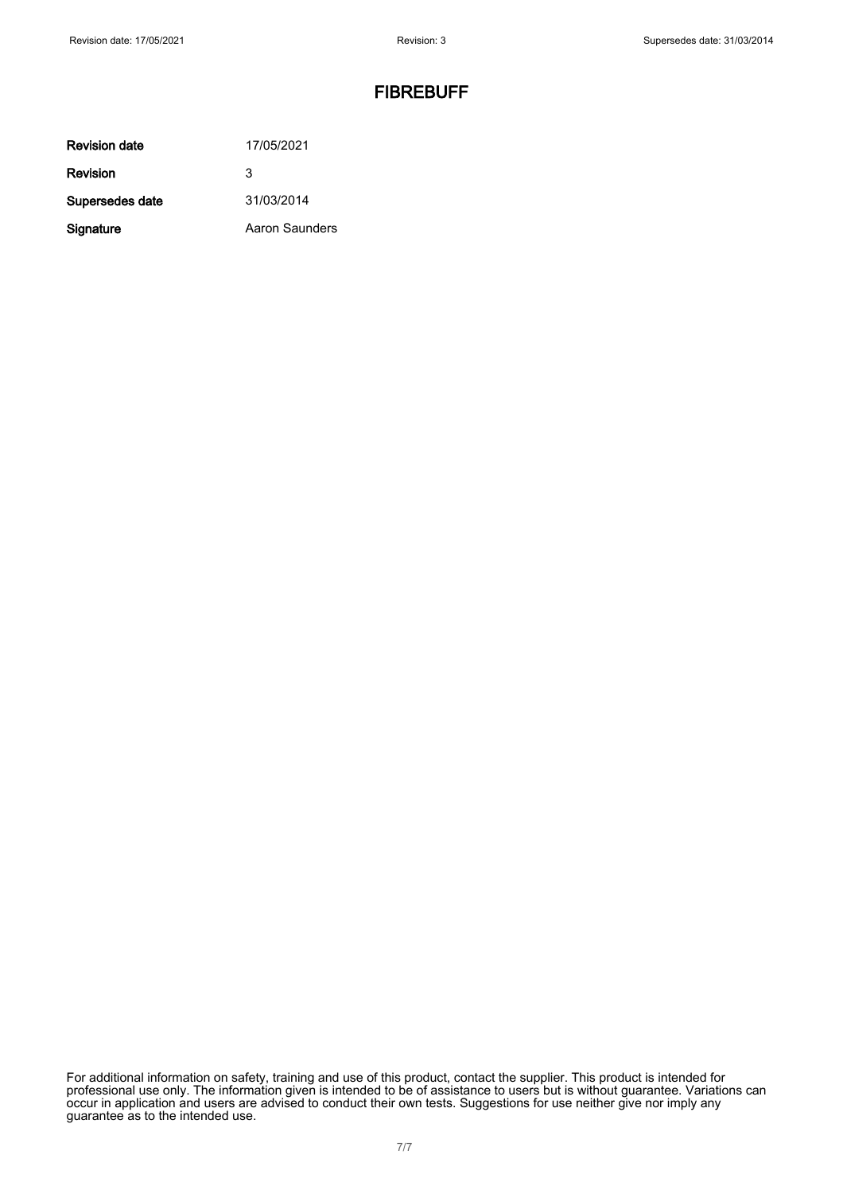# FIBREBUFF

| | |
|---|---|
| **Revision date** | 17/05/2021 |
| **Revision** | 3 |
| **Supersedes date** | 31/03/2014 |
| **Signature** | Aaron Saunders |

For additional information on safety, training and use of this product, contact the supplier. This product is intended for professional use only. The information given is intended to be of assistance to users but is without guarantee. Variations can occur in application and users are advised to conduct their own tests. Suggestions for use neither give nor imply any guarantee as to the intended use.